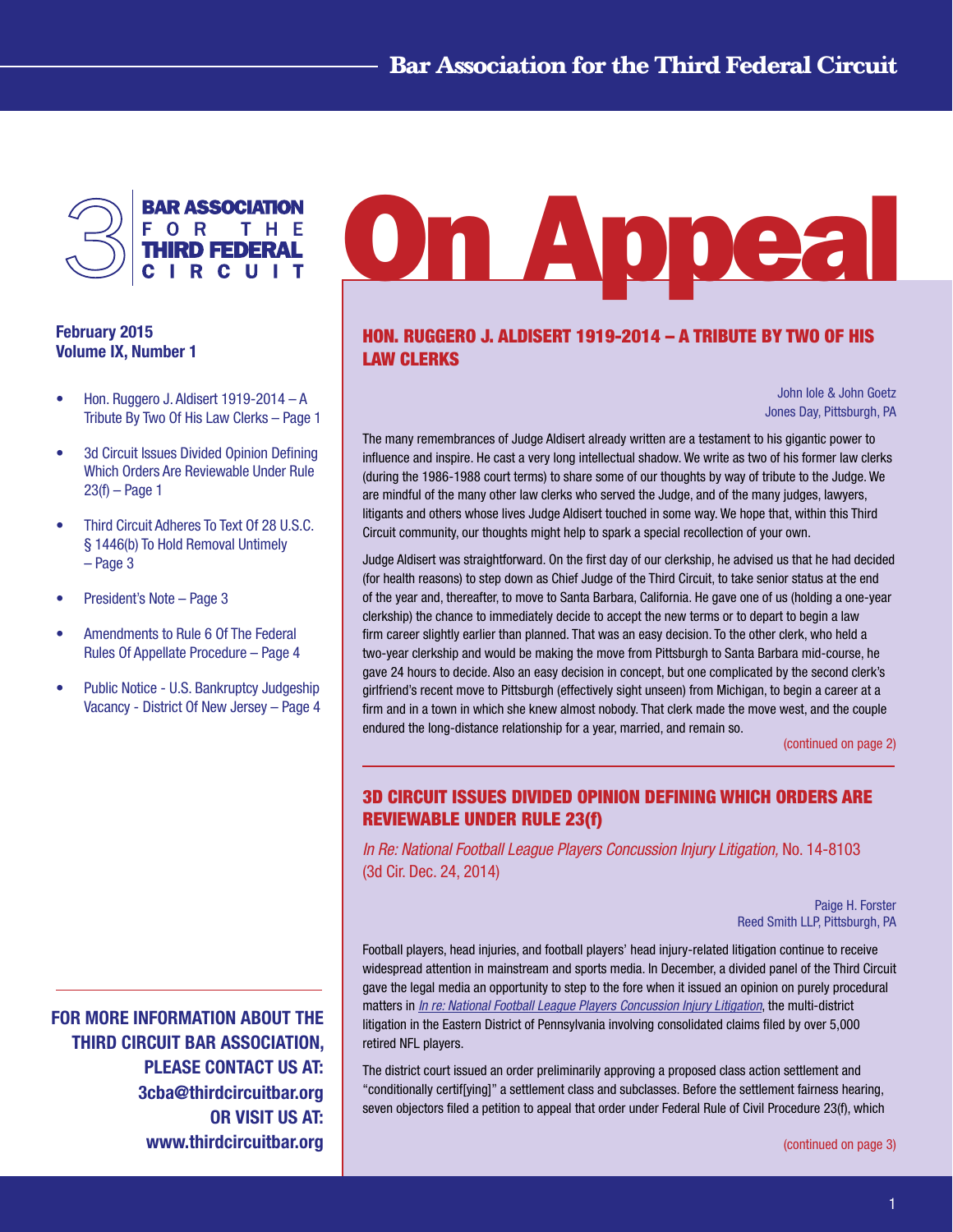Bar Association for the Third Federal Circuit

BAR ASSOCIATION FOR THE THIRD FEDERAL CIRCUIT

# On Appeal

**February 2015**
**Volume IX, Number 1**

- Hon. Ruggero J. Aldisert 1919-2014 – A Tribute By Two Of His Law Clerks – Page 1
- 3d Circuit Issues Divided Opinion Defining Which Orders Are Reviewable Under Rule 23(f) – Page 1
- Third Circuit Adheres To Text Of 28 U.S.C. § 1446(b) To Hold Removal Untimely – Page 3
- President's Note – Page 3
- Amendments to Rule 6 Of The Federal Rules Of Appellate Procedure – Page 4
- Public Notice - U.S. Bankruptcy Judgeship Vacancy - District Of New Jersey – Page 4

**FOR MORE INFORMATION ABOUT THE THIRD CIRCUIT BAR ASSOCIATION, PLEASE CONTACT US AT: 3cba@thirdcircuitbar.org OR VISIT US AT: www.thirdcircuitbar.org**

## HON. RUGGERO J. ALDISERT 1919-2014 – A TRIBUTE BY TWO OF HIS LAW CLERKS

John Iole & John Goetz
Jones Day, Pittsburgh, PA

The many remembrances of Judge Aldisert already written are a testament to his gigantic power to influence and inspire. He cast a very long intellectual shadow. We write as two of his former law clerks (during the 1986-1988 court terms) to share some of our thoughts by way of tribute to the Judge. We are mindful of the many other law clerks who served the Judge, and of the many judges, lawyers, litigants and others whose lives Judge Aldisert touched in some way. We hope that, within this Third Circuit community, our thoughts might help to spark a special recollection of your own.

Judge Aldisert was straightforward. On the first day of our clerkship, he advised us that he had decided (for health reasons) to step down as Chief Judge of the Third Circuit, to take senior status at the end of the year and, thereafter, to move to Santa Barbara, California. He gave one of us (holding a one-year clerkship) the chance to immediately decide to accept the new terms or to depart to begin a law firm career slightly earlier than planned. That was an easy decision. To the other clerk, who held a two-year clerkship and would be making the move from Pittsburgh to Santa Barbara mid-course, he gave 24 hours to decide. Also an easy decision in concept, but one complicated by the second clerk's girlfriend's recent move to Pittsburgh (effectively sight unseen) from Michigan, to begin a career at a firm and in a town in which she knew almost nobody. That clerk made the move west, and the couple endured the long-distance relationship for a year, married, and remain so.

(continued on page 2)

## 3D CIRCUIT ISSUES DIVIDED OPINION DEFINING WHICH ORDERS ARE REVIEWABLE UNDER RULE 23(f)

*In Re: National Football League Players Concussion Injury Litigation,* No. 14-8103 (3d Cir. Dec. 24, 2014)

Paige H. Forster
Reed Smith LLP, Pittsburgh, PA

Football players, head injuries, and football players' head injury-related litigation continue to receive widespread attention in mainstream and sports media. In December, a divided panel of the Third Circuit gave the legal media an opportunity to step to the fore when it issued an opinion on purely procedural matters in *In re: National Football League Players Concussion Injury Litigation*, the multi-district litigation in the Eastern District of Pennsylvania involving consolidated claims filed by over 5,000 retired NFL players.

The district court issued an order preliminarily approving a proposed class action settlement and "conditionally certif[ying]" a settlement class and subclasses. Before the settlement fairness hearing, seven objectors filed a petition to appeal that order under Federal Rule of Civil Procedure 23(f), which

(continued on page 3)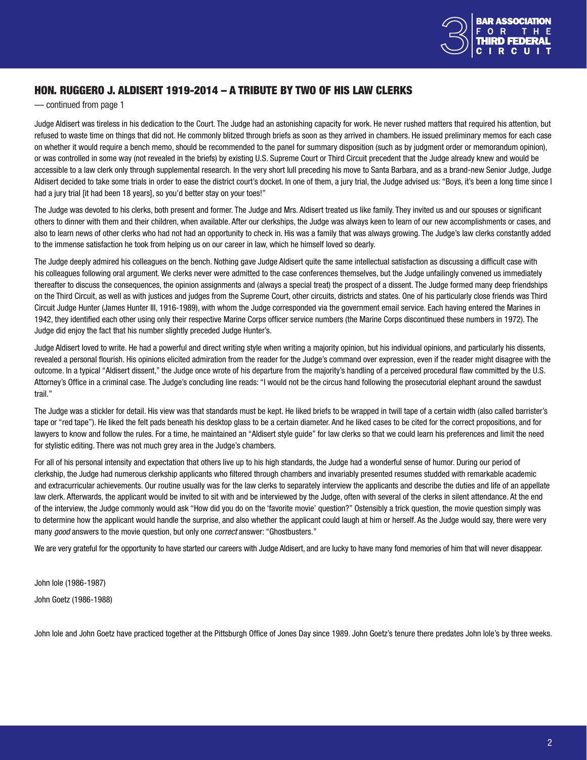## HON. RUGGERO J. ALDISERT 1919-2014 – A TRIBUTE BY TWO OF HIS LAW CLERKS

— continued from page 1

Judge Aldisert was tireless in his dedication to the Court. The Judge had an astonishing capacity for work. He never rushed matters that required his attention, but refused to waste time on things that did not. He commonly blitzed through briefs as soon as they arrived in chambers. He issued preliminary memos for each case on whether it would require a bench memo, should be recommended to the panel for summary disposition (such as by judgment order or memorandum opinion), or was controlled in some way (not revealed in the briefs) by existing U.S. Supreme Court or Third Circuit precedent that the Judge already knew and would be accessible to a law clerk only through supplemental research. In the very short lull preceding his move to Santa Barbara, and as a brand-new Senior Judge, Judge Aldisert decided to take some trials in order to ease the district court's docket. In one of them, a jury trial, the Judge advised us: "Boys, it's been a long time since I had a jury trial [it had been 18 years], so you'd better stay on your toes!"

The Judge was devoted to his clerks, both present and former. The Judge and Mrs. Aldisert treated us like family. They invited us and our spouses or significant others to dinner with them and their children, when available. After our clerkships, the Judge was always keen to learn of our new accomplishments or cases, and also to learn news of other clerks who had not had an opportunity to check in. His was a family that was always growing. The Judge's law clerks constantly added to the immense satisfaction he took from helping us on our career in law, which he himself loved so dearly.

The Judge deeply admired his colleagues on the bench. Nothing gave Judge Aldisert quite the same intellectual satisfaction as discussing a difficult case with his colleagues following oral argument. We clerks never were admitted to the case conferences themselves, but the Judge unfailingly convened us immediately thereafter to discuss the consequences, the opinion assignments and (always a special treat) the prospect of a dissent. The Judge formed many deep friendships on the Third Circuit, as well as with justices and judges from the Supreme Court, other circuits, districts and states. One of his particularly close friends was Third Circuit Judge Hunter (James Hunter III, 1916-1989), with whom the Judge corresponded via the government email service. Each having entered the Marines in 1942, they identified each other using only their respective Marine Corps officer service numbers (the Marine Corps discontinued these numbers in 1972). The Judge did enjoy the fact that his number slightly preceded Judge Hunter's.

Judge Aldisert loved to write. He had a powerful and direct writing style when writing a majority opinion, but his individual opinions, and particularly his dissents, revealed a personal flourish. His opinions elicited admiration from the reader for the Judge's command over expression, even if the reader might disagree with the outcome. In a typical "Aldisert dissent," the Judge once wrote of his departure from the majority's handling of a perceived procedural flaw committed by the U.S. Attorney's Office in a criminal case. The Judge's concluding line reads: "I would not be the circus hand following the prosecutorial elephant around the sawdust trail."

The Judge was a stickler for detail. His view was that standards must be kept. He liked briefs to be wrapped in twill tape of a certain width (also called barrister's tape or "red tape"). He liked the felt pads beneath his desktop glass to be a certain diameter. And he liked cases to be cited for the correct propositions, and for lawyers to know and follow the rules. For a time, he maintained an "Aldisert style guide" for law clerks so that we could learn his preferences and limit the need for stylistic editing. There was not much grey area in the Judge's chambers.

For all of his personal intensity and expectation that others live up to his high standards, the Judge had a wonderful sense of humor. During our period of clerkship, the Judge had numerous clerkship applicants who filtered through chambers and invariably presented resumes studded with remarkable academic and extracurricular achievements. Our routine usually was for the law clerks to separately interview the applicants and describe the duties and life of an appellate law clerk. Afterwards, the applicant would be invited to sit with and be interviewed by the Judge, often with several of the clerks in silent attendance. At the end of the interview, the Judge commonly would ask "How did you do on the 'favorite movie' question?" Ostensibly a trick question, the movie question simply was to determine how the applicant would handle the surprise, and also whether the applicant could laugh at him or herself. As the Judge would say, there were very many *good* answers to the movie question, but only one *correct* answer: "Ghostbusters."

We are very grateful for the opportunity to have started our careers with Judge Aldisert, and are lucky to have many fond memories of him that will never disappear.

John Iole (1986-1987)

John Goetz (1986-1988)

John Iole and John Goetz have practiced together at the Pittsburgh Office of Jones Day since 1989. John Goetz's tenure there predates John Iole's by three weeks.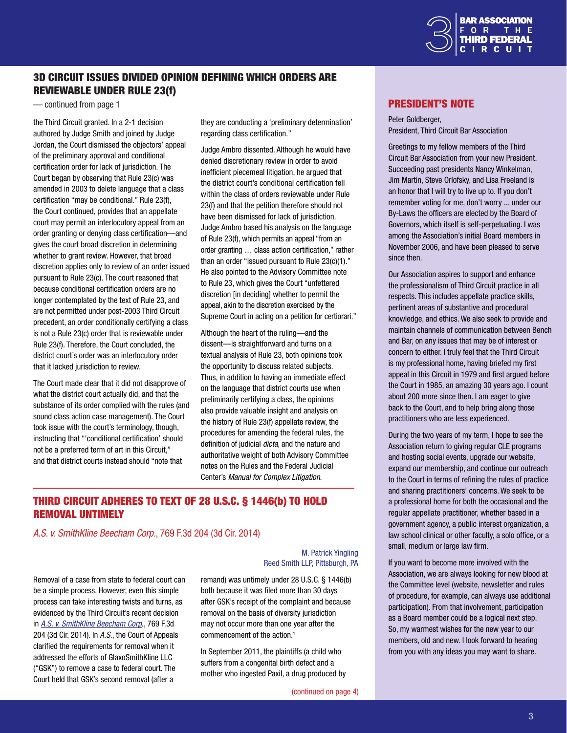## 3D CIRCUIT ISSUES DIVIDED OPINION DEFINING WHICH ORDERS ARE REVIEWABLE UNDER RULE 23(f)

— continued from page 1

the Third Circuit granted. In a 2-1 decision authored by Judge Smith and joined by Judge Jordan, the Court dismissed the objectors' appeal of the preliminary approval and conditional certification order for lack of jurisdiction. The Court began by observing that Rule 23(c) was amended in 2003 to delete language that a class certification "may be conditional." Rule 23(f), the Court continued, provides that an appellate court may permit an interlocutory appeal from an order granting or denying class certification—and gives the court broad discretion in determining whether to grant review. However, that broad discretion applies only to review of an order issued pursuant to Rule 23(c). The court reasoned that because conditional certification orders are no longer contemplated by the text of Rule 23, and are not permitted under post-2003 Third Circuit precedent, an order conditionally certifying a class is not a Rule 23(c) order that is reviewable under Rule 23(f). Therefore, the Court concluded, the district court's order was an interlocutory order that it lacked jurisdiction to review.

The Court made clear that it did not disapprove of what the district court actually did, and that the substance of its order complied with the rules (and sound class action case management). The Court took issue with the court's terminology, though, instructing that "'conditional certification' should not be a preferred term of art in this Circuit," and that district courts instead should "note that they are conducting a 'preliminary determination' regarding class certification."

Judge Ambro dissented. Although he would have denied discretionary review in order to avoid inefficient piecemeal litigation, he argued that the district court's conditional certification fell within the class of orders reviewable under Rule 23(f) and that the petition therefore should not have been dismissed for lack of jurisdiction. Judge Ambro based his analysis on the language of Rule 23(f), which permits an appeal "from an order granting … class action certification," rather than an order "issued pursuant to Rule 23(c)(1)." He also pointed to the Advisory Committee note to Rule 23, which gives the Court "unfettered discretion [in deciding] whether to permit the appeal, akin to the discretion exercised by the Supreme Court in acting on a petition for certiorari."

Although the heart of the ruling—and the dissent—is straightforward and turns on a textual analysis of Rule 23, both opinions took the opportunity to discuss related subjects. Thus, in addition to having an immediate effect on the language that district courts use when preliminarily certifying a class, the opinions also provide valuable insight and analysis on the history of Rule 23(f) appellate review, the procedures for amending the federal rules, the definition of judicial *dicta*, and the nature and authoritative weight of both Advisory Committee notes on the Rules and the Federal Judicial Center's *Manual for Complex Litigation*.

## THIRD CIRCUIT ADHERES TO TEXT OF 28 U.S.C. § 1446(b) TO HOLD REMOVAL UNTIMELY

*A.S. v. SmithKline Beecham Corp.*, 769 F.3d 204 (3d Cir. 2014)

M. Patrick Yingling
Reed Smith LLP, Pittsburgh, PA

Removal of a case from state to federal court can be a simple process. However, even this simple process can take interesting twists and turns, as evidenced by the Third Circuit's recent decision in *A.S. v. SmithKline Beecham Corp.*, 769 F.3d 204 (3d Cir. 2014). In *A.S.*, the Court of Appeals clarified the requirements for removal when it addressed the efforts of GlaxoSmithKline LLC ("GSK") to remove a case to federal court. The Court held that GSK's second removal (after a remand) was untimely under 28 U.S.C. § 1446(b) both because it was filed more than 30 days after GSK's receipt of the complaint and because removal on the basis of diversity jurisdiction may not occur more than one year after the commencement of the action.[1]

In September 2011, the plaintiffs (a child who suffers from a congenital birth defect and a mother who ingested Paxil, a drug produced by

(continued on page 4)

## PRESIDENT'S NOTE

Peter Goldberger,
President, Third Circuit Bar Association

Greetings to my fellow members of the Third Circuit Bar Association from your new President. Succeeding past presidents Nancy Winkelman, Jim Martin, Steve Orlofsky, and Lisa Freeland is an honor that I will try to live up to. If you don't remember voting for me, don't worry ... under our By-Laws the officers are elected by the Board of Governors, which itself is self-perpetuating. I was among the Association's initial Board members in November 2006, and have been pleased to serve since then.

Our Association aspires to support and enhance the professionalism of Third Circuit practice in all respects. This includes appellate practice skills, pertinent areas of substantive and procedural knowledge, and ethics. We also seek to provide and maintain channels of communication between Bench and Bar, on any issues that may be of interest or concern to either. I truly feel that the Third Circuit is my professional home, having briefed my first appeal in this Circuit in 1979 and first argued before the Court in 1985, an amazing 30 years ago. I count about 200 more since then. I am eager to give back to the Court, and to help bring along those practitioners who are less experienced.

During the two years of my term, I hope to see the Association return to giving regular CLE programs and hosting social events, upgrade our website, expand our membership, and continue our outreach to the Court in terms of refining the rules of practice and sharing practitioners' concerns. We seek to be a professional home for both the occasional and the regular appellate practitioner, whether based in a government agency, a public interest organization, a law school clinical or other faculty, a solo office, or a small, medium or large law firm.

If you want to become more involved with the Association, we are always looking for new blood at the Committee level (website, newsletter and rules of procedure, for example, can always use additional participation). From that involvement, participation as a Board member could be a logical next step. So, my warmest wishes for the new year to our members, old and new. I look forward to hearing from you with any ideas you may want to share.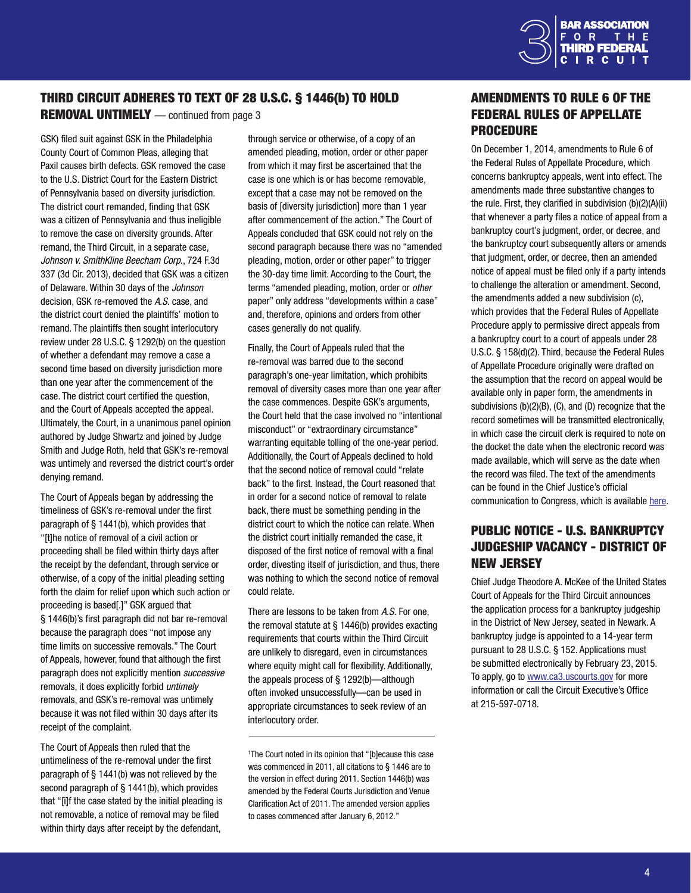## THIRD CIRCUIT ADHERES TO TEXT OF 28 U.S.C. § 1446(b) TO HOLD REMOVAL UNTIMELY — continued from page 3

GSK) filed suit against GSK in the Philadelphia County Court of Common Pleas, alleging that Paxil causes birth defects. GSK removed the case to the U.S. District Court for the Eastern District of Pennsylvania based on diversity jurisdiction. The district court remanded, finding that GSK was a citizen of Pennsylvania and thus ineligible to remove the case on diversity grounds. After remand, the Third Circuit, in a separate case, *Johnson v. SmithKline Beecham Corp.*, 724 F.3d 337 (3d Cir. 2013), decided that GSK was a citizen of Delaware. Within 30 days of the *Johnson* decision, GSK re-removed the *A.S.* case, and the district court denied the plaintiffs' motion to remand. The plaintiffs then sought interlocutory review under 28 U.S.C. § 1292(b) on the question of whether a defendant may remove a case a second time based on diversity jurisdiction more than one year after the commencement of the case. The district court certified the question, and the Court of Appeals accepted the appeal. Ultimately, the Court, in a unanimous panel opinion authored by Judge Shwartz and joined by Judge Smith and Judge Roth, held that GSK's re-removal was untimely and reversed the district court's order denying remand.

The Court of Appeals began by addressing the timeliness of GSK's re-removal under the first paragraph of § 1441(b), which provides that "[t]he notice of removal of a civil action or proceeding shall be filed within thirty days after the receipt by the defendant, through service or otherwise, of a copy of the initial pleading setting forth the claim for relief upon which such action or proceeding is based[.]" GSK argued that § 1446(b)'s first paragraph did not bar re-removal because the paragraph does "not impose any time limits on successive removals." The Court of Appeals, however, found that although the first paragraph does not explicitly mention *successive* removals, it does explicitly forbid *untimely* removals, and GSK's re-removal was untimely because it was not filed within 30 days after its receipt of the complaint.

The Court of Appeals then ruled that the untimeliness of the re-removal under the first paragraph of § 1441(b) was not relieved by the second paragraph of § 1441(b), which provides that "[i]f the case stated by the initial pleading is not removable, a notice of removal may be filed within thirty days after receipt by the defendant, through service or otherwise, of a copy of an amended pleading, motion, order or other paper from which it may first be ascertained that the case is one which is or has become removable, except that a case may not be removed on the basis of [diversity jurisdiction] more than 1 year after commencement of the action." The Court of Appeals concluded that GSK could not rely on the second paragraph because there was no "amended pleading, motion, order or other paper" to trigger the 30-day time limit. According to the Court, the terms "amended pleading, motion, order or *other* paper" only address "developments within a case" and, therefore, opinions and orders from other cases generally do not qualify.

Finally, the Court of Appeals ruled that the re-removal was barred due to the second paragraph's one-year limitation, which prohibits removal of diversity cases more than one year after the case commences. Despite GSK's arguments, the Court held that the case involved no "intentional misconduct" or "extraordinary circumstance" warranting equitable tolling of the one-year period. Additionally, the Court of Appeals declined to hold that the second notice of removal could "relate back" to the first. Instead, the Court reasoned that in order for a second notice of removal to relate back, there must be something pending in the district court to which the notice can relate. When the district court initially remanded the case, it disposed of the first notice of removal with a final order, divesting itself of jurisdiction, and thus, there was nothing to which the second notice of removal could relate.

There are lessons to be taken from *A.S.* For one, the removal statute at § 1446(b) provides exacting requirements that courts within the Third Circuit are unlikely to disregard, even in circumstances where equity might call for flexibility. Additionally, the appeals process of § 1292(b)—although often invoked unsuccessfully—can be used in appropriate circumstances to seek review of an interlocutory order.

---

[1]The Court noted in its opinion that "[b]ecause this case was commenced in 2011, all citations to § 1446 are to the version in effect during 2011. Section 1446(b) was amended by the Federal Courts Jurisdiction and Venue Clarification Act of 2011. The amended version applies to cases commenced after January 6, 2012."

## AMENDMENTS TO RULE 6 OF THE FEDERAL RULES OF APPELLATE PROCEDURE

On December 1, 2014, amendments to Rule 6 of the Federal Rules of Appellate Procedure, which concerns bankruptcy appeals, went into effect. The amendments made three substantive changes to the rule. First, they clarified in subdivision (b)(2)(A)(ii) that whenever a party files a notice of appeal from a bankruptcy court's judgment, order, or decree, and the bankruptcy court subsequently alters or amends that judgment, order, or decree, then an amended notice of appeal must be filed only if a party intends to challenge the alteration or amendment. Second, the amendments added a new subdivision (c), which provides that the Federal Rules of Appellate Procedure apply to permissive direct appeals from a bankruptcy court to a court of appeals under 28 U.S.C. § 158(d)(2). Third, because the Federal Rules of Appellate Procedure originally were drafted on the assumption that the record on appeal would be available only in paper form, the amendments in subdivisions (b)(2)(B), (C), and (D) recognize that the record sometimes will be transmitted electronically, in which case the circuit clerk is required to note on the docket the date when the electronic record was made available, which will serve as the date when the record was filed. The text of the amendments can be found in the Chief Justice's official communication to Congress, which is available here.

## PUBLIC NOTICE - U.S. BANKRUPTCY JUDGESHIP VACANCY - DISTRICT OF NEW JERSEY

Chief Judge Theodore A. McKee of the United States Court of Appeals for the Third Circuit announces the application process for a bankruptcy judgeship in the District of New Jersey, seated in Newark. A bankruptcy judge is appointed to a 14-year term pursuant to 28 U.S.C. § 152. Applications must be submitted electronically by February 23, 2015. To apply, go to www.ca3.uscourts.gov for more information or call the Circuit Executive's Office at 215-597-0718.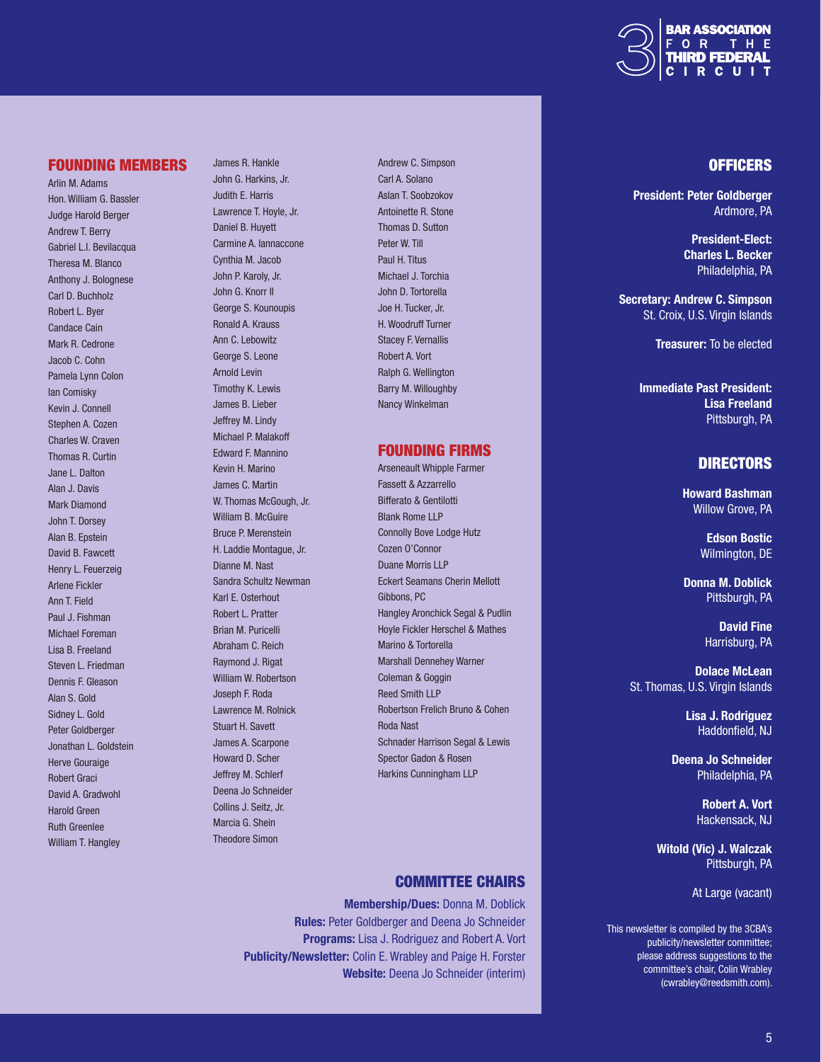BAR ASSOCIATION FOR THE THIRD FEDERAL CIRCUIT

## FOUNDING MEMBERS

Arlin M. Adams
Hon. William G. Bassler
Judge Harold Berger
Andrew T. Berry
Gabriel L.I. Bevilacqua
Theresa M. Blanco
Anthony J. Bolognese
Carl D. Buchholz
Robert L. Byer
Candace Cain
Mark R. Cedrone
Jacob C. Cohn
Pamela Lynn Colon
Ian Comisky
Kevin J. Connell
Stephen A. Cozen
Charles W. Craven
Thomas R. Curtin
Jane L. Dalton
Alan J. Davis
Mark Diamond
John T. Dorsey
Alan B. Epstein
David B. Fawcett
Henry L. Feuerzeig
Arlene Fickler
Ann T. Field
Paul J. Fishman
Michael Foreman
Lisa B. Freeland
Steven L. Friedman
Dennis F. Gleason
Alan S. Gold
Sidney L. Gold
Peter Goldberger
Jonathan L. Goldstein
Herve Gouraige
Robert Graci
David A. Gradwohl
Harold Green
Ruth Greenlee
William T. Hangley
James R. Hankle
John G. Harkins, Jr.
Judith E. Harris
Lawrence T. Hoyle, Jr.
Daniel B. Huyett
Carmine A. Iannaccone
Cynthia M. Jacob
John P. Karoly, Jr.
John G. Knorr II
George S. Kounoupis
Ronald A. Krauss
Ann C. Lebowitz
George S. Leone
Arnold Levin
Timothy K. Lewis
James B. Lieber
Jeffrey M. Lindy
Michael P. Malakoff
Edward F. Mannino
Kevin H. Marino
James C. Martin
W. Thomas McGough, Jr.
William B. McGuire
Bruce P. Merenstein
H. Laddie Montague, Jr.
Dianne M. Nast
Sandra Schultz Newman
Karl E. Osterhout
Robert L. Pratter
Brian M. Puricelli
Abraham C. Reich
Raymond J. Rigat
William W. Robertson
Joseph F. Roda
Lawrence M. Rolnick
Stuart H. Savett
James A. Scarpone
Howard D. Scher
Jeffrey M. Schlerf
Deena Jo Schneider
Collins J. Seitz, Jr.
Marcia G. Shein
Theodore Simon
Andrew C. Simpson
Carl A. Solano
Aslan T. Soobzokov
Antoinette R. Stone
Thomas D. Sutton
Peter W. Till
Paul H. Titus
Michael J. Torchia
John D. Tortorella
Joe H. Tucker, Jr.
H. Woodruff Turner
Stacey F. Vernallis
Robert A. Vort
Ralph G. Wellington
Barry M. Willoughby
Nancy Winkelman

## FOUNDING FIRMS

Arseneault Whipple Farmer
Fassett & Azzarrello
Bifferato & Gentilotti
Blank Rome LLP
Connolly Bove Lodge Hutz
Cozen O'Connor
Duane Morris LLP
Eckert Seamans Cherin Mellott
Gibbons, PC
Hangley Aronchick Segal & Pudlin
Hoyle Fickler Herschel & Mathes
Marino & Tortorella
Marshall Dennehey Warner
Coleman & Goggin
Reed Smith LLP
Robertson Frelich Bruno & Cohen
Roda Nast
Schnader Harrison Segal & Lewis
Spector Gadon & Rosen
Harkins Cunningham LLP

## COMMITTEE CHAIRS

**Membership/Dues:** Donna M. Doblick
**Rules:** Peter Goldberger and Deena Jo Schneider
**Programs:** Lisa J. Rodriguez and Robert A. Vort
**Publicity/Newsletter:** Colin E. Wrabley and Paige H. Forster
**Website:** Deena Jo Schneider (interim)

## OFFICERS

**President: Peter Goldberger**
Ardmore, PA

**President-Elect: Charles L. Becker**
Philadelphia, PA

**Secretary: Andrew C. Simpson**
St. Croix, U.S. Virgin Islands

**Treasurer:** To be elected

**Immediate Past President: Lisa Freeland**
Pittsburgh, PA

## DIRECTORS

**Howard Bashman**
Willow Grove, PA

**Edson Bostic**
Wilmington, DE

**Donna M. Doblick**
Pittsburgh, PA

**David Fine**
Harrisburg, PA

**Dolace McLean**
St. Thomas, U.S. Virgin Islands

**Lisa J. Rodriguez**
Haddonfield, NJ

**Deena Jo Schneider**
Philadelphia, PA

**Robert A. Vort**
Hackensack, NJ

**Witold (Vic) J. Walczak**
Pittsburgh, PA

At Large (vacant)

This newsletter is compiled by the 3CBA's publicity/newsletter committee; please address suggestions to the committee's chair, Colin Wrabley (cwrabley@reedsmith.com).